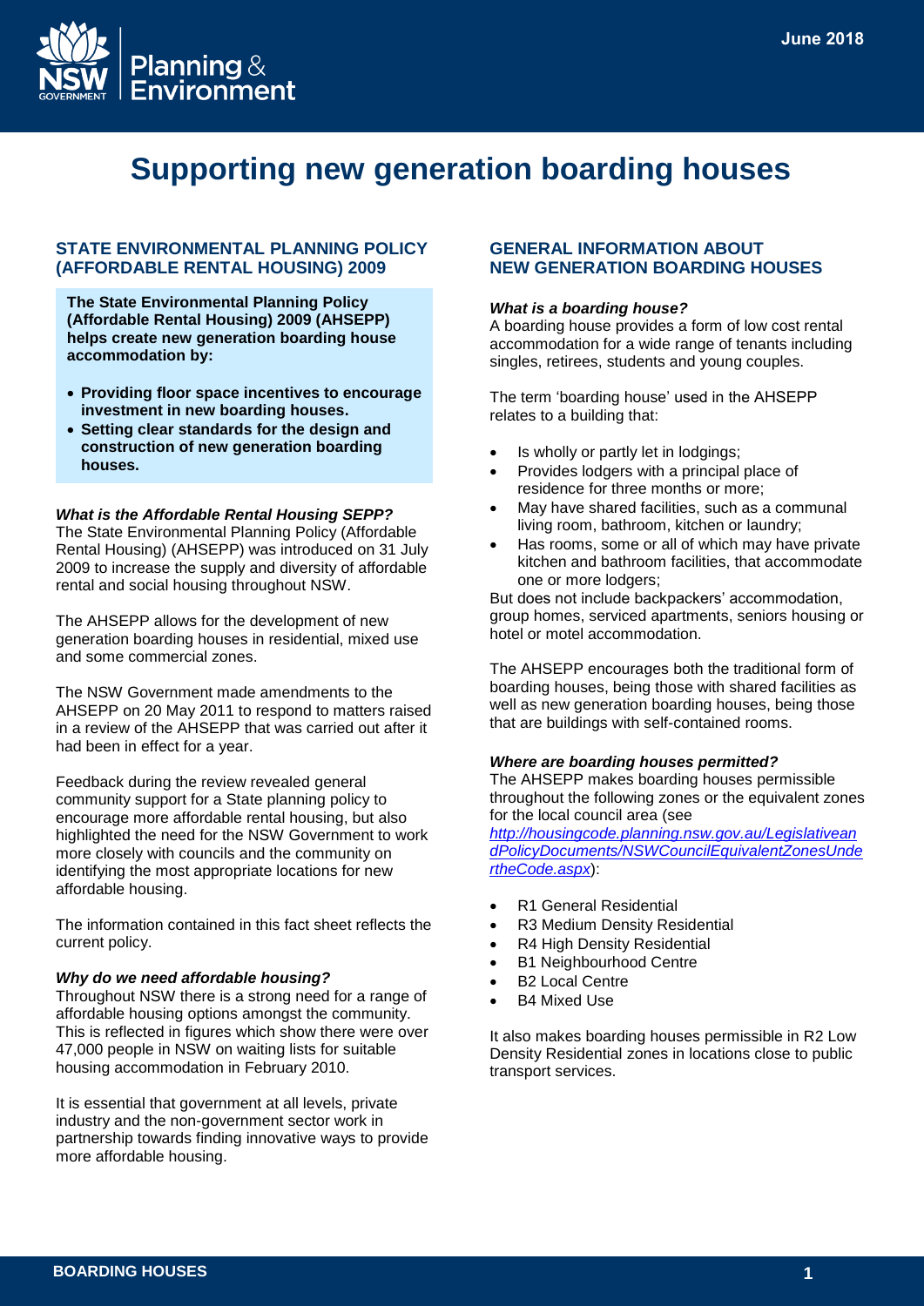# Supporting new generation boarding houses

## STATE ENVIRONMENTAL PLANNING POLICY (AFFORDABLE RENTAL HOUSING) 2009

**The State Environmental Planning Policy (Affordable Rental Housing) 2009 (AHSEPP) helps create new generation boarding house accommodation by:**

- **Providing floor space incentives to encourage investment in new boarding houses.**
- **Setting clear standards for the design and construction of new generation boarding houses.**

### *What is the Affordable Rental Housing SEPP?*

The State Environmental Planning Policy (Affordable Rental Housing) (AHSEPP) was introduced on 31 July 2009 to increase the supply and diversity of affordable rental and social housing throughout NSW.

The AHSEPP allows for the development of new generation boarding houses in residential, mixed use and some commercial zones.

The NSW Government made amendments to the AHSEPP on 20 May 2011 to respond to matters raised in a review of the AHSEPP that was carried out after it had been in effect for a year.

Feedback during the review revealed general community support for a State planning policy to encourage more affordable rental housing, but also highlighted the need for the NSW Government to work more closely with councils and the community on identifying the most appropriate locations for new affordable housing.

The information contained in this fact sheet reflects the current policy.

### *Why do we need affordable housing?*

Throughout NSW there is a strong need for a range of affordable housing options amongst the community. This is reflected in figures which show there were over 47,000 people in NSW on waiting lists for suitable housing accommodation in February 2010.

It is essential that government at all levels, private industry and the non-government sector work in partnership towards finding innovative ways to provide more affordable housing.

## GENERAL INFORMATION ABOUT NEW GENERATION BOARDING HOUSES

### *What is a boarding house?*

A boarding house provides a form of low cost rental accommodation for a wide range of tenants including singles, retirees, students and young couples.

The term 'boarding house' used in the AHSEPP relates to a building that:

- Is wholly or partly let in lodgings;
- Provides lodgers with a principal place of residence for three months or more;
- May have shared facilities, such as a communal living room, bathroom, kitchen or laundry;
- Has rooms, some or all of which may have private kitchen and bathroom facilities, that accommodate one or more lodgers;

But does not include backpackers' accommodation, group homes, serviced apartments, seniors housing or hotel or motel accommodation.

The AHSEPP encourages both the traditional form of boarding houses, being those with shared facilities as well as new generation boarding houses, being those that are buildings with self-contained rooms.

### *Where are boarding houses permitted?*

The AHSEPP makes boarding houses permissible throughout the following zones or the equivalent zones for the local council area (see *http://housingcode.planning.nsw.gov.au/LegislativeandPolicyDocuments/NSWCouncilEquivalentZonesUndertheCode.aspx*):

- R1 General Residential
- R3 Medium Density Residential
- R4 High Density Residential
- B1 Neighbourhood Centre
- B2 Local Centre
- B4 Mixed Use

It also makes boarding houses permissible in R2 Low Density Residential zones in locations close to public transport services.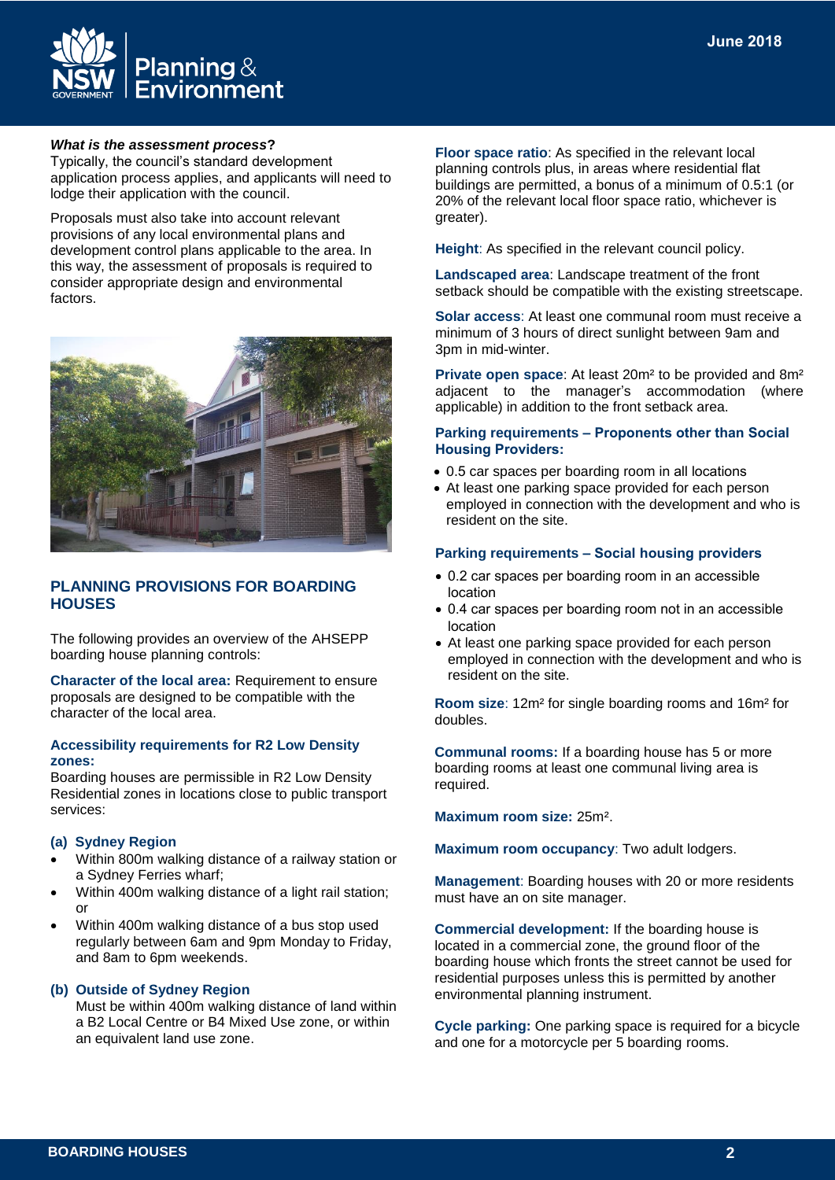***What is the assessment process?***

Typically, the council's standard development application process applies, and applicants will need to lodge their application with the council.

Proposals must also take into account relevant provisions of any local environmental plans and development control plans applicable to the area. In this way, the assessment of proposals is required to consider appropriate design and environmental factors.

## PLANNING PROVISIONS FOR BOARDING HOUSES

The following provides an overview of the AHSEPP boarding house planning controls:

**Character of the local area:** Requirement to ensure proposals are designed to be compatible with the character of the local area.

### Accessibility requirements for R2 Low Density zones:

Boarding houses are permissible in R2 Low Density Residential zones in locations close to public transport services:

#### (a) Sydney Region

- Within 800m walking distance of a railway station or a Sydney Ferries wharf;
- Within 400m walking distance of a light rail station; or
- Within 400m walking distance of a bus stop used regularly between 6am and 9pm Monday to Friday, and 8am to 6pm weekends.

#### (b) Outside of Sydney Region

Must be within 400m walking distance of land within a B2 Local Centre or B4 Mixed Use zone, or within an equivalent land use zone.

**Floor space ratio**: As specified in the relevant local planning controls plus, in areas where residential flat buildings are permitted, a bonus of a minimum of 0.5:1 (or 20% of the relevant local floor space ratio, whichever is greater).

**Height**: As specified in the relevant council policy.

**Landscaped area**: Landscape treatment of the front setback should be compatible with the existing streetscape.

**Solar access**: At least one communal room must receive a minimum of 3 hours of direct sunlight between 9am and 3pm in mid-winter.

**Private open space**: At least 20m² to be provided and 8m² adjacent to the manager's accommodation (where applicable) in addition to the front setback area.

### Parking requirements – Proponents other than Social Housing Providers:

- 0.5 car spaces per boarding room in all locations
- At least one parking space provided for each person employed in connection with the development and who is resident on the site.

### Parking requirements – Social housing providers

- 0.2 car spaces per boarding room in an accessible location
- 0.4 car spaces per boarding room not in an accessible location
- At least one parking space provided for each person employed in connection with the development and who is resident on the site.

**Room size**: 12m² for single boarding rooms and 16m² for doubles.

**Communal rooms:** If a boarding house has 5 or more boarding rooms at least one communal living area is required.

**Maximum room size:** 25m².

**Maximum room occupancy**: Two adult lodgers.

**Management**: Boarding houses with 20 or more residents must have an on site manager.

**Commercial development:** If the boarding house is located in a commercial zone, the ground floor of the boarding house which fronts the street cannot be used for residential purposes unless this is permitted by another environmental planning instrument.

**Cycle parking:** One parking space is required for a bicycle and one for a motorcycle per 5 boarding rooms.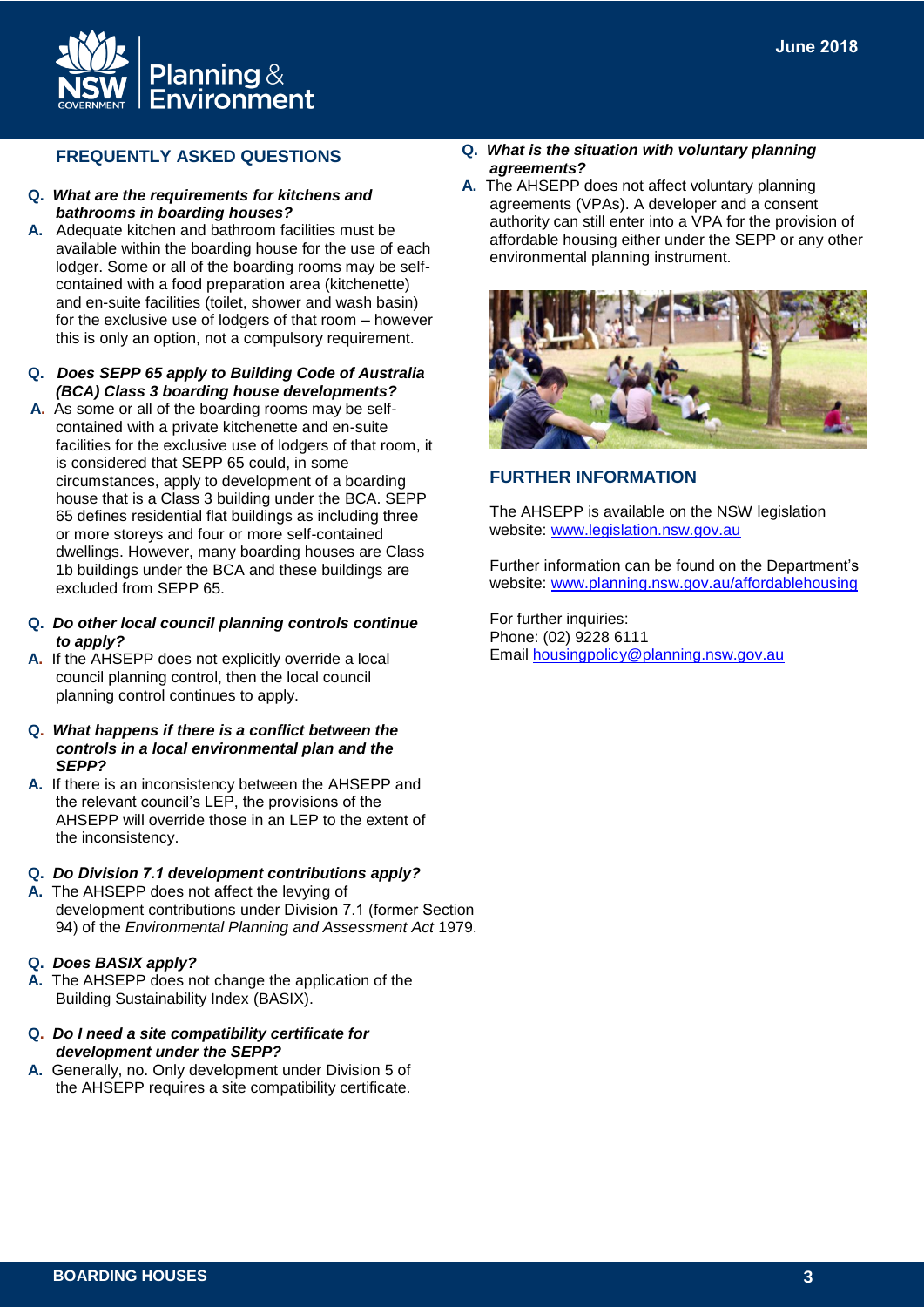## FREQUENTLY ASKED QUESTIONS

**Q. *What are the requirements for kitchens and bathrooms in boarding houses?***

**A.** Adequate kitchen and bathroom facilities must be available within the boarding house for the use of each lodger. Some or all of the boarding rooms may be self-contained with a food preparation area (kitchenette) and en-suite facilities (toilet, shower and wash basin) for the exclusive use of lodgers of that room – however this is only an option, not a compulsory requirement.

**Q. *Does SEPP 65 apply to Building Code of Australia (BCA) Class 3 boarding house developments?***

**A.** As some or all of the boarding rooms may be self-contained with a private kitchenette and en-suite facilities for the exclusive use of lodgers of that room, it is considered that SEPP 65 could, in some circumstances, apply to development of a boarding house that is a Class 3 building under the BCA. SEPP 65 defines residential flat buildings as including three or more storeys and four or more self-contained dwellings. However, many boarding houses are Class 1b buildings under the BCA and these buildings are excluded from SEPP 65.

**Q. *Do other local council planning controls continue to apply?***

**A.** If the AHSEPP does not explicitly override a local council planning control, then the local council planning control continues to apply.

**Q. *What happens if there is a conflict between the controls in a local environmental plan and the SEPP?***

**A.** If there is an inconsistency between the AHSEPP and the relevant council's LEP, the provisions of the AHSEPP will override those in an LEP to the extent of the inconsistency.

**Q. *Do Division 7.1 development contributions apply?***

**A.** The AHSEPP does not affect the levying of development contributions under Division 7.1 (former Section 94) of the *Environmental Planning and Assessment Act* 1979.

**Q. *Does BASIX apply?***

**A.** The AHSEPP does not change the application of the Building Sustainability Index (BASIX).

**Q. *Do I need a site compatibility certificate for development under the SEPP?***

**A.** Generally, no. Only development under Division 5 of the AHSEPP requires a site compatibility certificate.

**Q. *What is the situation with voluntary planning agreements?***

**A.** The AHSEPP does not affect voluntary planning agreements (VPAs). A developer and a consent authority can still enter into a VPA for the provision of affordable housing either under the SEPP or any other environmental planning instrument.

## FURTHER INFORMATION

The AHSEPP is available on the NSW legislation website: www.legislation.nsw.gov.au

Further information can be found on the Department's website: www.planning.nsw.gov.au/affordablehousing

For further inquiries:
Phone: (02) 9228 6111
Email housingpolicy@planning.nsw.gov.au